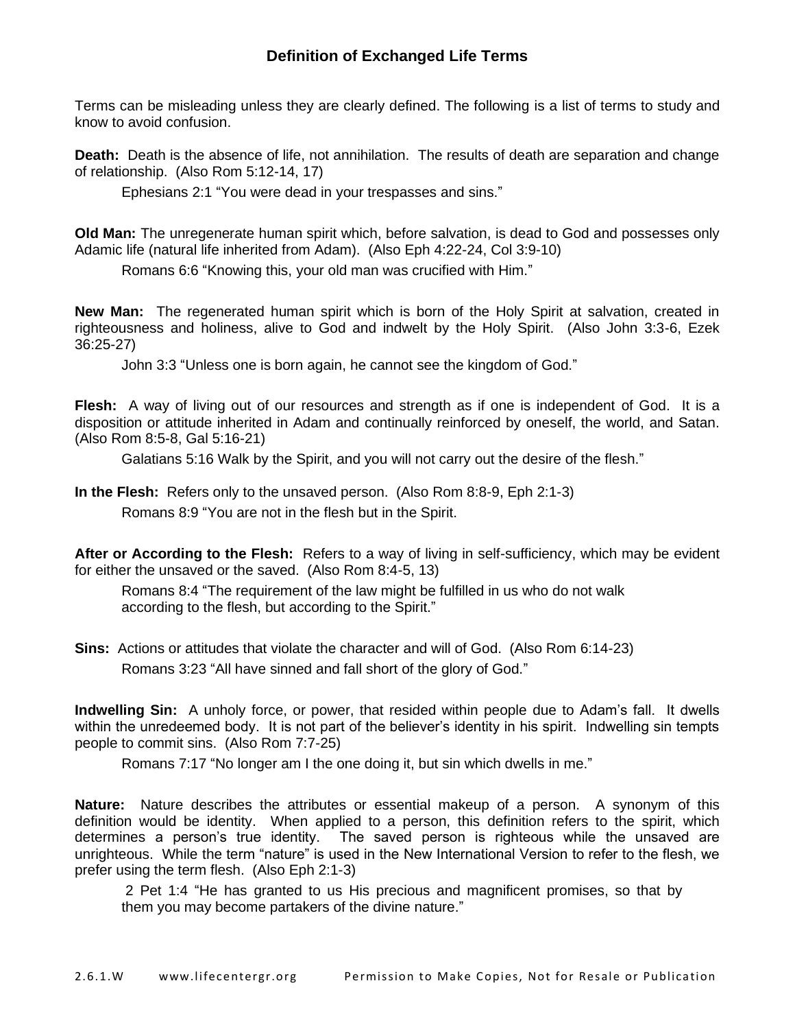## Definition of Exchanged Life Terms

Terms can be misleading unless they are clearly defined. The following is a list of terms to study and know to avoid confusion.

**Death:** Death is the absence of life, not annihilation. The results of death are separation and change of relationship. (Also Rom 5:12-14, 17)

> Ephesians 2:1 "You were dead in your trespasses and sins."

**Old Man:** The unregenerate human spirit which, before salvation, is dead to God and possesses only Adamic life (natural life inherited from Adam). (Also Eph 4:22-24, Col 3:9-10)

> Romans 6:6 "Knowing this, your old man was crucified with Him."

**New Man:** The regenerated human spirit which is born of the Holy Spirit at salvation, created in righteousness and holiness, alive to God and indwelt by the Holy Spirit. (Also John 3:3-6, Ezek 36:25-27)

> John 3:3 "Unless one is born again, he cannot see the kingdom of God."

**Flesh:** A way of living out of our resources and strength as if one is independent of God. It is a disposition or attitude inherited in Adam and continually reinforced by oneself, the world, and Satan. (Also Rom 8:5-8, Gal 5:16-21)

> Galatians 5:16 Walk by the Spirit, and you will not carry out the desire of the flesh."

**In the Flesh:** Refers only to the unsaved person. (Also Rom 8:8-9, Eph 2:1-3)

> Romans 8:9 "You are not in the flesh but in the Spirit.

**After or According to the Flesh:** Refers to a way of living in self-sufficiency, which may be evident for either the unsaved or the saved. (Also Rom 8:4-5, 13)

> Romans 8:4 "The requirement of the law might be fulfilled in us who do not walk according to the flesh, but according to the Spirit."

**Sins:** Actions or attitudes that violate the character and will of God. (Also Rom 6:14-23)

> Romans 3:23 "All have sinned and fall short of the glory of God."

**Indwelling Sin:** A unholy force, or power, that resided within people due to Adam's fall. It dwells within the unredeemed body. It is not part of the believer's identity in his spirit. Indwelling sin tempts people to commit sins. (Also Rom 7:7-25)

> Romans 7:17 "No longer am I the one doing it, but sin which dwells in me."

**Nature:** Nature describes the attributes or essential makeup of a person. A synonym of this definition would be identity. When applied to a person, this definition refers to the spirit, which determines a person's true identity. The saved person is righteous while the unsaved are unrighteous. While the term "nature" is used in the New International Version to refer to the flesh, we prefer using the term flesh. (Also Eph 2:1-3)

> 2 Pet 1:4 "He has granted to us His precious and magnificent promises, so that by them you may become partakers of the divine nature."

2.6.1.W www.lifecentergr.org Permission to Make Copies, Not for Resale or Publication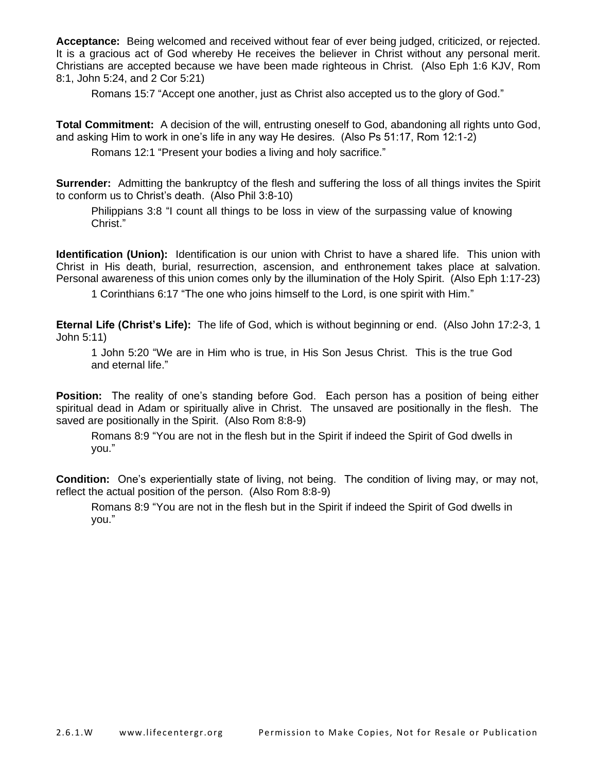**Acceptance:** Being welcomed and received without fear of ever being judged, criticized, or rejected. It is a gracious act of God whereby He receives the believer in Christ without any personal merit. Christians are accepted because we have been made righteous in Christ. (Also Eph 1:6 KJV, Rom 8:1, John 5:24, and 2 Cor 5:21)

> Romans 15:7 "Accept one another, just as Christ also accepted us to the glory of God."

**Total Commitment:** A decision of the will, entrusting oneself to God, abandoning all rights unto God, and asking Him to work in one's life in any way He desires. (Also Ps 51:17, Rom 12:1-2)

> Romans 12:1 "Present your bodies a living and holy sacrifice."

**Surrender:** Admitting the bankruptcy of the flesh and suffering the loss of all things invites the Spirit to conform us to Christ's death. (Also Phil 3:8-10)

> Philippians 3:8 "I count all things to be loss in view of the surpassing value of knowing Christ."

**Identification (Union):** Identification is our union with Christ to have a shared life. This union with Christ in His death, burial, resurrection, ascension, and enthronement takes place at salvation. Personal awareness of this union comes only by the illumination of the Holy Spirit. (Also Eph 1:17-23)

> 1 Corinthians 6:17 "The one who joins himself to the Lord, is one spirit with Him."

**Eternal Life (Christ's Life):** The life of God, which is without beginning or end. (Also John 17:2-3, 1 John 5:11)

> 1 John 5:20 "We are in Him who is true, in His Son Jesus Christ. This is the true God and eternal life."

**Position:** The reality of one's standing before God. Each person has a position of being either spiritual dead in Adam or spiritually alive in Christ. The unsaved are positionally in the flesh. The saved are positionally in the Spirit. (Also Rom 8:8-9)

> Romans 8:9 "You are not in the flesh but in the Spirit if indeed the Spirit of God dwells in you."

**Condition:** One's experientially state of living, not being. The condition of living may, or may not, reflect the actual position of the person. (Also Rom 8:8-9)

> Romans 8:9 "You are not in the flesh but in the Spirit if indeed the Spirit of God dwells in you."

2.6.1.W www.lifecentergr.org Permission to Make Copies, Not for Resale or Publication